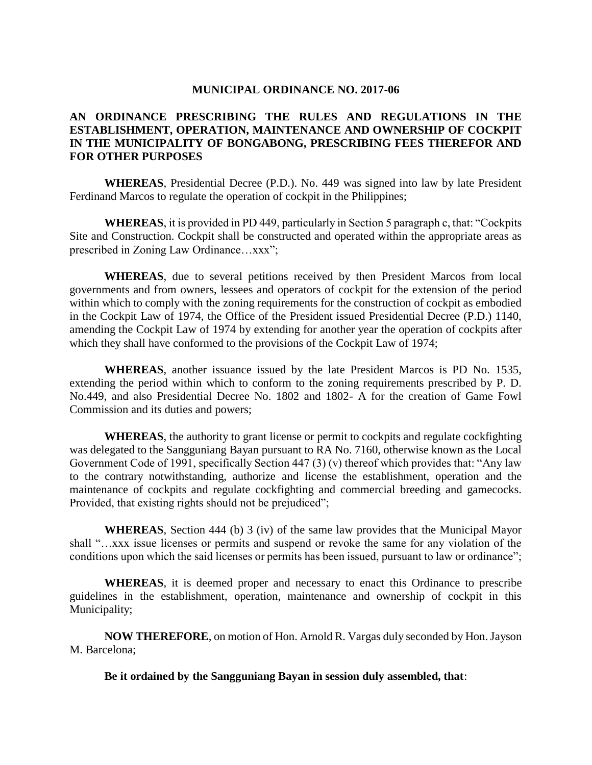# MUNICIPAL ORDINANCE NO. 2017-06

## AN ORDINANCE PRESCRIBING THE RULES AND REGULATIONS IN THE ESTABLISHMENT, OPERATION, MAINTENANCE AND OWNERSHIP OF COCKPIT IN THE MUNICIPALITY OF BONGABONG, PRESCRIBING FEES THEREFOR AND FOR OTHER PURPOSES

**WHEREAS**, Presidential Decree (P.D.). No. 449 was signed into law by late President Ferdinand Marcos to regulate the operation of cockpit in the Philippines;

**WHEREAS**, it is provided in PD 449, particularly in Section 5 paragraph c, that: "Cockpits Site and Construction. Cockpit shall be constructed and operated within the appropriate areas as prescribed in Zoning Law Ordinance…xxx";

**WHEREAS**, due to several petitions received by then President Marcos from local governments and from owners, lessees and operators of cockpit for the extension of the period within which to comply with the zoning requirements for the construction of cockpit as embodied in the Cockpit Law of 1974, the Office of the President issued Presidential Decree (P.D.) 1140, amending the Cockpit Law of 1974 by extending for another year the operation of cockpits after which they shall have conformed to the provisions of the Cockpit Law of 1974;

**WHEREAS**, another issuance issued by the late President Marcos is PD No. 1535, extending the period within which to conform to the zoning requirements prescribed by P. D. No.449, and also Presidential Decree No. 1802 and 1802- A for the creation of Game Fowl Commission and its duties and powers;

**WHEREAS**, the authority to grant license or permit to cockpits and regulate cockfighting was delegated to the Sangguniang Bayan pursuant to RA No. 7160, otherwise known as the Local Government Code of 1991, specifically Section 447 (3) (v) thereof which provides that: "Any law to the contrary notwithstanding, authorize and license the establishment, operation and the maintenance of cockpits and regulate cockfighting and commercial breeding and gamecocks. Provided, that existing rights should not be prejudiced";

**WHEREAS**, Section 444 (b) 3 (iv) of the same law provides that the Municipal Mayor shall "…xxx issue licenses or permits and suspend or revoke the same for any violation of the conditions upon which the said licenses or permits has been issued, pursuant to law or ordinance";

**WHEREAS**, it is deemed proper and necessary to enact this Ordinance to prescribe guidelines in the establishment, operation, maintenance and ownership of cockpit in this Municipality;

**NOW THEREFORE**, on motion of Hon. Arnold R. Vargas duly seconded by Hon. Jayson M. Barcelona;

**Be it ordained by the Sangguniang Bayan in session duly assembled, that**: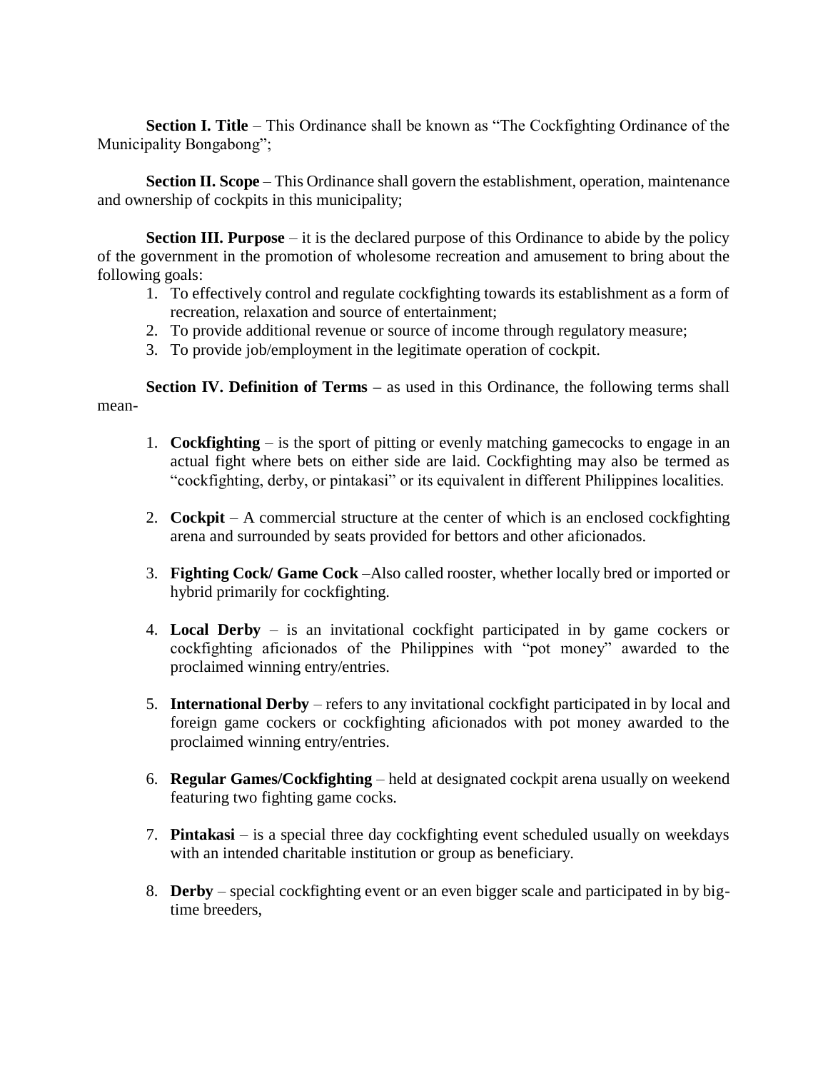**Section I. Title** – This Ordinance shall be known as "The Cockfighting Ordinance of the Municipality Bongabong";

**Section II. Scope** – This Ordinance shall govern the establishment, operation, maintenance and ownership of cockpits in this municipality;

**Section III. Purpose** – it is the declared purpose of this Ordinance to abide by the policy of the government in the promotion of wholesome recreation and amusement to bring about the following goals:

1. To effectively control and regulate cockfighting towards its establishment as a form of recreation, relaxation and source of entertainment;
2. To provide additional revenue or source of income through regulatory measure;
3. To provide job/employment in the legitimate operation of cockpit.

**Section IV. Definition of Terms –** as used in this Ordinance, the following terms shall mean-

1. **Cockfighting** – is the sport of pitting or evenly matching gamecocks to engage in an actual fight where bets on either side are laid. Cockfighting may also be termed as "cockfighting, derby, or pintakasi" or its equivalent in different Philippines localities.

2. **Cockpit** – A commercial structure at the center of which is an enclosed cockfighting arena and surrounded by seats provided for bettors and other aficionados.

3. **Fighting Cock/ Game Cock** –Also called rooster, whether locally bred or imported or hybrid primarily for cockfighting.

4. **Local Derby** – is an invitational cockfight participated in by game cockers or cockfighting aficionados of the Philippines with "pot money" awarded to the proclaimed winning entry/entries.

5. **International Derby** – refers to any invitational cockfight participated in by local and foreign game cockers or cockfighting aficionados with pot money awarded to the proclaimed winning entry/entries.

6. **Regular Games/Cockfighting** – held at designated cockpit arena usually on weekend featuring two fighting game cocks.

7. **Pintakasi** – is a special three day cockfighting event scheduled usually on weekdays with an intended charitable institution or group as beneficiary.

8. **Derby** – special cockfighting event or an even bigger scale and participated in by big-time breeders,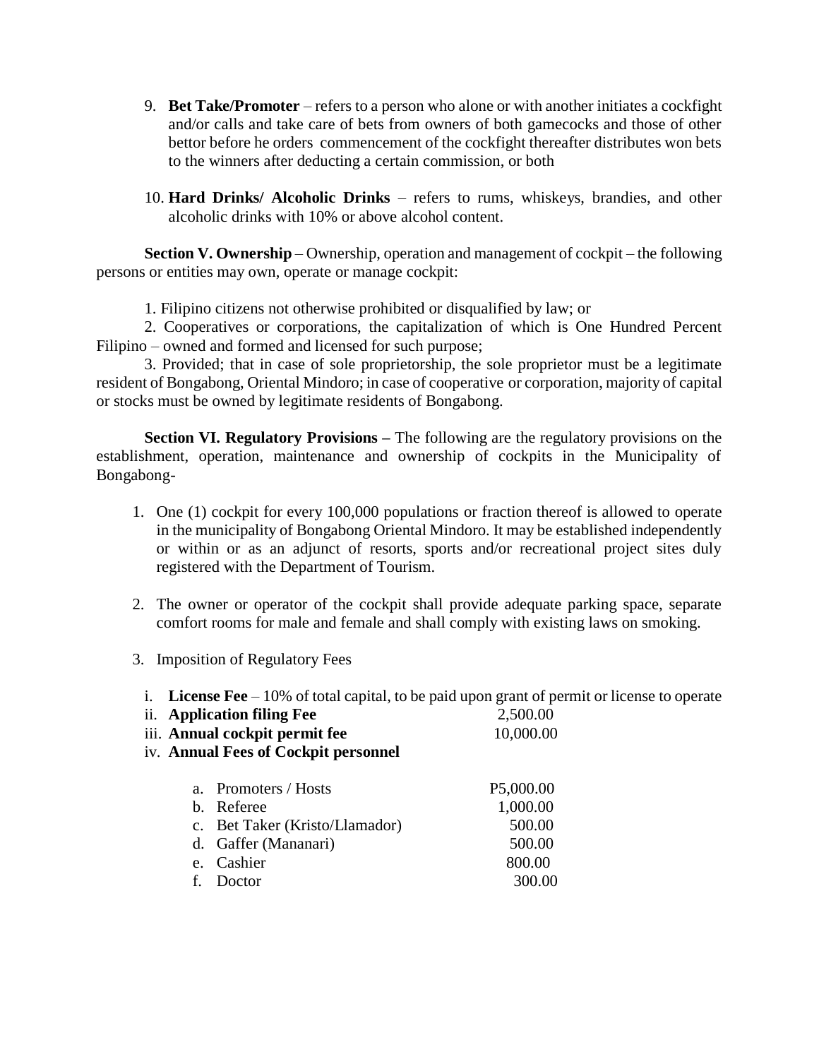9. **Bet Take/Promoter** – refers to a person who alone or with another initiates a cockfight and/or calls and take care of bets from owners of both gamecocks and those of other bettor before he orders commencement of the cockfight thereafter distributes won bets to the winners after deducting a certain commission, or both

10. **Hard Drinks/ Alcoholic Drinks** – refers to rums, whiskeys, brandies, and other alcoholic drinks with 10% or above alcohol content.

**Section V. Ownership** – Ownership, operation and management of cockpit – the following persons or entities may own, operate or manage cockpit:

1. Filipino citizens not otherwise prohibited or disqualified by law; or
2. Cooperatives or corporations, the capitalization of which is One Hundred Percent Filipino – owned and formed and licensed for such purpose;
3. Provided; that in case of sole proprietorship, the sole proprietor must be a legitimate resident of Bongabong, Oriental Mindoro; in case of cooperative or corporation, majority of capital or stocks must be owned by legitimate residents of Bongabong.

**Section VI. Regulatory Provisions –** The following are the regulatory provisions on the establishment, operation, maintenance and ownership of cockpits in the Municipality of Bongabong-

1. One (1) cockpit for every 100,000 populations or fraction thereof is allowed to operate in the municipality of Bongabong Oriental Mindoro. It may be established independently or within or as an adjunct of resorts, sports and/or recreational project sites duly registered with the Department of Tourism.

2. The owner or operator of the cockpit shall provide adequate parking space, separate comfort rooms for male and female and shall comply with existing laws on smoking.

3. Imposition of Regulatory Fees

   i. **License Fee** – 10% of total capital, to be paid upon grant of permit or license to operate
   ii. **Application filing Fee** 2,500.00
   iii. **Annual cockpit permit fee** 10,000.00
   iv. **Annual Fees of Cockpit personnel**

| | |
|---|---|
| a. Promoters / Hosts | P5,000.00 |
| b. Referee | 1,000.00 |
| c. Bet Taker (Kristo/Llamador) | 500.00 |
| d. Gaffer (Mananari) | 500.00 |
| e. Cashier | 800.00 |
| f. Doctor | 300.00 |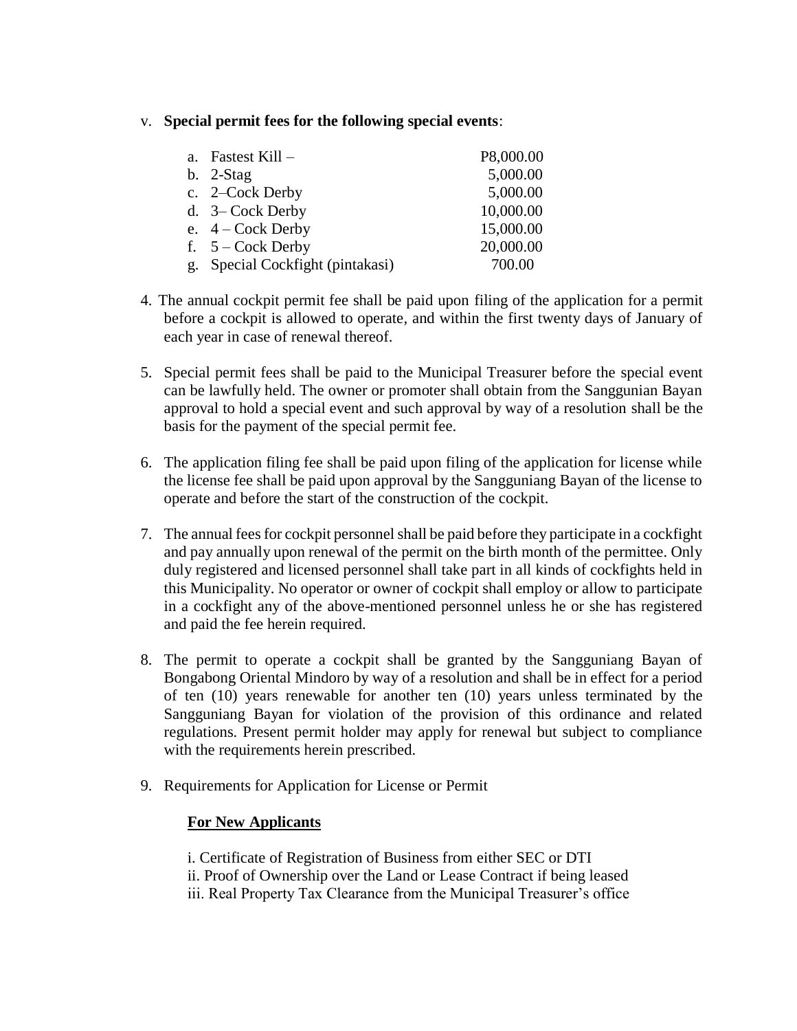v. **Special permit fees for the following special events**:

| | |
|---|---|
| a. Fastest Kill – | P8,000.00 |
| b. 2-Stag | 5,000.00 |
| c. 2–Cock Derby | 5,000.00 |
| d. 3– Cock Derby | 10,000.00 |
| e. 4 – Cock Derby | 15,000.00 |
| f. 5 – Cock Derby | 20,000.00 |
| g. Special Cockfight (pintakasi) | 700.00 |

4. The annual cockpit permit fee shall be paid upon filing of the application for a permit before a cockpit is allowed to operate, and within the first twenty days of January of each year in case of renewal thereof.

5. Special permit fees shall be paid to the Municipal Treasurer before the special event can be lawfully held. The owner or promoter shall obtain from the Sanggunian Bayan approval to hold a special event and such approval by way of a resolution shall be the basis for the payment of the special permit fee.

6. The application filing fee shall be paid upon filing of the application for license while the license fee shall be paid upon approval by the Sangguniang Bayan of the license to operate and before the start of the construction of the cockpit.

7. The annual fees for cockpit personnel shall be paid before they participate in a cockfight and pay annually upon renewal of the permit on the birth month of the permittee. Only duly registered and licensed personnel shall take part in all kinds of cockfights held in this Municipality. No operator or owner of cockpit shall employ or allow to participate in a cockfight any of the above-mentioned personnel unless he or she has registered and paid the fee herein required.

8. The permit to operate a cockpit shall be granted by the Sangguniang Bayan of Bongabong Oriental Mindoro by way of a resolution and shall be in effect for a period of ten (10) years renewable for another ten (10) years unless terminated by the Sangguniang Bayan for violation of the provision of this ordinance and related regulations. Present permit holder may apply for renewal but subject to compliance with the requirements herein prescribed.

9. Requirements for Application for License or Permit

**For New Applicants**

i. Certificate of Registration of Business from either SEC or DTI
ii. Proof of Ownership over the Land or Lease Contract if being leased
iii. Real Property Tax Clearance from the Municipal Treasurer's office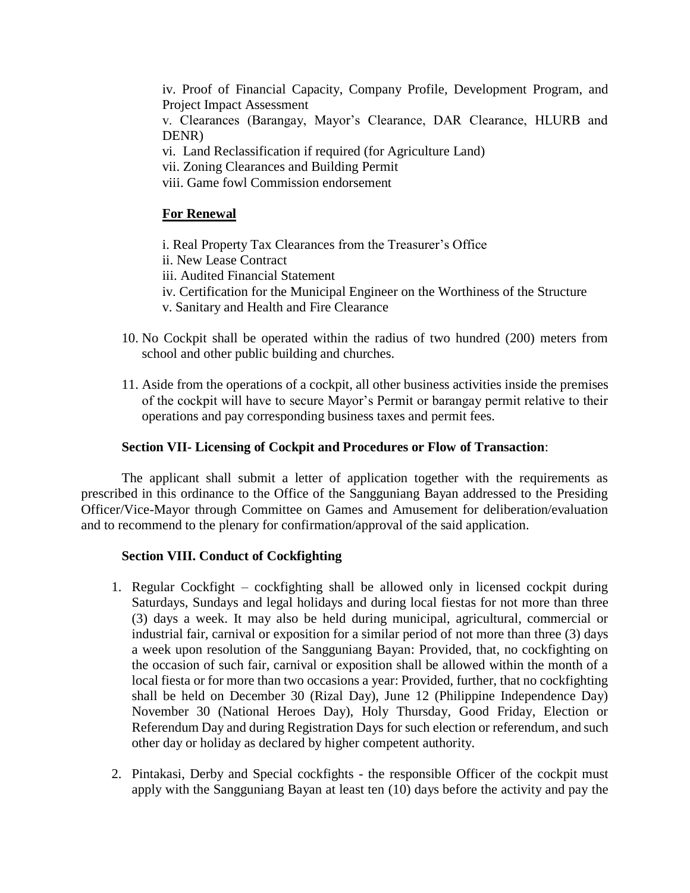iv. Proof of Financial Capacity, Company Profile, Development Program, and Project Impact Assessment

v. Clearances (Barangay, Mayor's Clearance, DAR Clearance, HLURB and DENR)

vi. Land Reclassification if required (for Agriculture Land)

vii. Zoning Clearances and Building Permit

viii. Game fowl Commission endorsement

**<u>For Renewal</u>**

i. Real Property Tax Clearances from the Treasurer's Office

ii. New Lease Contract

iii. Audited Financial Statement

iv. Certification for the Municipal Engineer on the Worthiness of the Structure

v. Sanitary and Health and Fire Clearance

10. No Cockpit shall be operated within the radius of two hundred (200) meters from school and other public building and churches.

11. Aside from the operations of a cockpit, all other business activities inside the premises of the cockpit will have to secure Mayor's Permit or barangay permit relative to their operations and pay corresponding business taxes and permit fees.

**Section VII- Licensing of Cockpit and Procedures or Flow of Transaction**:

The applicant shall submit a letter of application together with the requirements as prescribed in this ordinance to the Office of the Sangguniang Bayan addressed to the Presiding Officer/Vice-Mayor through Committee on Games and Amusement for deliberation/evaluation and to recommend to the plenary for confirmation/approval of the said application.

**Section VIII. Conduct of Cockfighting**

1. Regular Cockfight – cockfighting shall be allowed only in licensed cockpit during Saturdays, Sundays and legal holidays and during local fiestas for not more than three (3) days a week. It may also be held during municipal, agricultural, commercial or industrial fair, carnival or exposition for a similar period of not more than three (3) days a week upon resolution of the Sangguniang Bayan: Provided, that, no cockfighting on the occasion of such fair, carnival or exposition shall be allowed within the month of a local fiesta or for more than two occasions a year: Provided, further, that no cockfighting shall be held on December 30 (Rizal Day), June 12 (Philippine Independence Day) November 30 (National Heroes Day), Holy Thursday, Good Friday, Election or Referendum Day and during Registration Days for such election or referendum, and such other day or holiday as declared by higher competent authority.

2. Pintakasi, Derby and Special cockfights - the responsible Officer of the cockpit must apply with the Sangguniang Bayan at least ten (10) days before the activity and pay the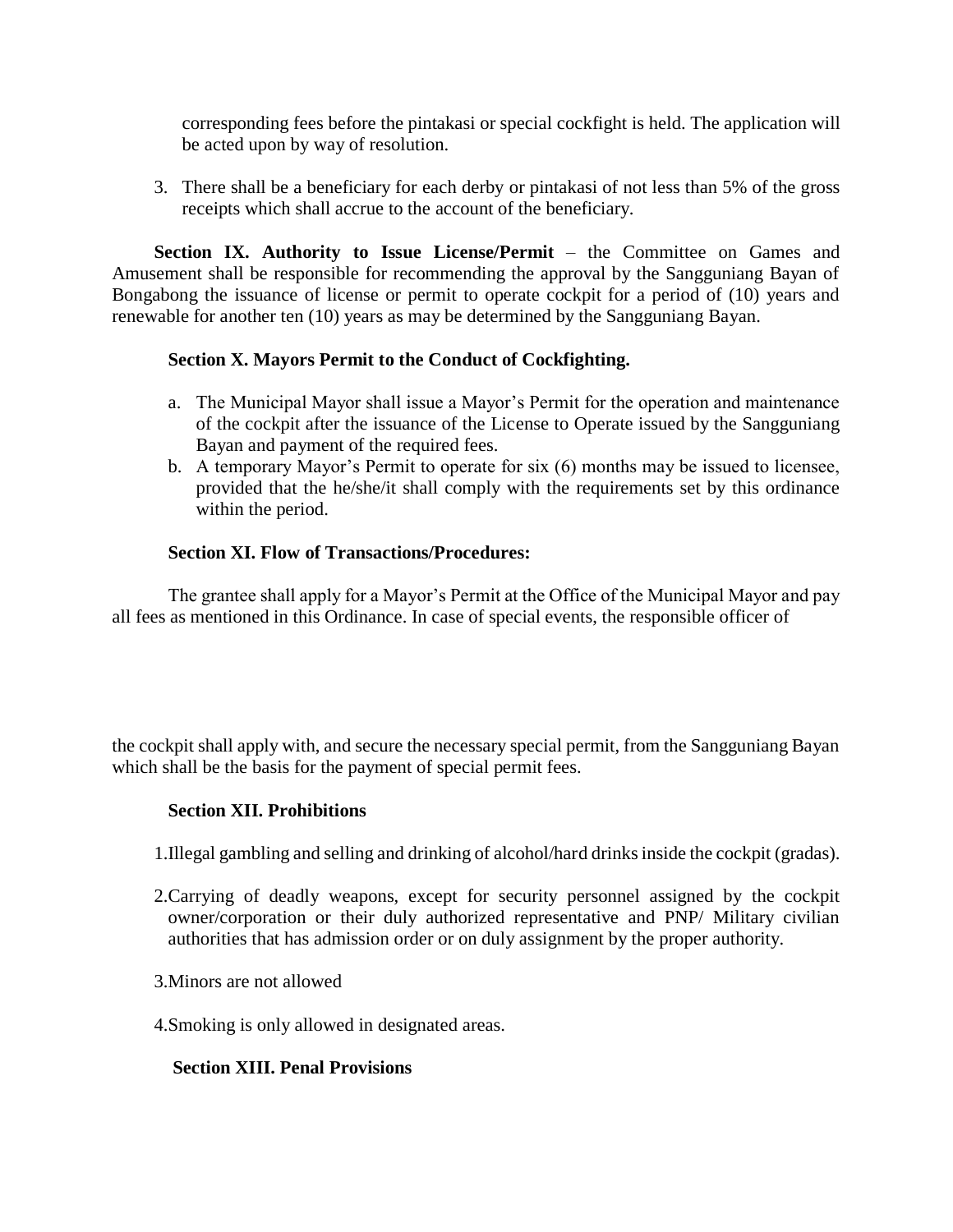corresponding fees before the pintakasi or special cockfight is held. The application will be acted upon by way of resolution.

3. There shall be a beneficiary for each derby or pintakasi of not less than 5% of the gross receipts which shall accrue to the account of the beneficiary.

**Section IX. Authority to Issue License/Permit** – the Committee on Games and Amusement shall be responsible for recommending the approval by the Sangguniang Bayan of Bongabong the issuance of license or permit to operate cockpit for a period of (10) years and renewable for another ten (10) years as may be determined by the Sangguniang Bayan.

**Section X. Mayors Permit to the Conduct of Cockfighting.**

a. The Municipal Mayor shall issue a Mayor's Permit for the operation and maintenance of the cockpit after the issuance of the License to Operate issued by the Sangguniang Bayan and payment of the required fees.
b. A temporary Mayor's Permit to operate for six (6) months may be issued to licensee, provided that the he/she/it shall comply with the requirements set by this ordinance within the period.

**Section XI. Flow of Transactions/Procedures:**

The grantee shall apply for a Mayor's Permit at the Office of the Municipal Mayor and pay all fees as mentioned in this Ordinance. In case of special events, the responsible officer of the cockpit shall apply with, and secure the necessary special permit, from the Sangguniang Bayan which shall be the basis for the payment of special permit fees.

**Section XII. Prohibitions**

1. Illegal gambling and selling and drinking of alcohol/hard drinks inside the cockpit (gradas).

2. Carrying of deadly weapons, except for security personnel assigned by the cockpit owner/corporation or their duly authorized representative and PNP/ Military civilian authorities that has admission order or on duly assignment by the proper authority.

3. Minors are not allowed

4. Smoking is only allowed in designated areas.

**Section XIII. Penal Provisions**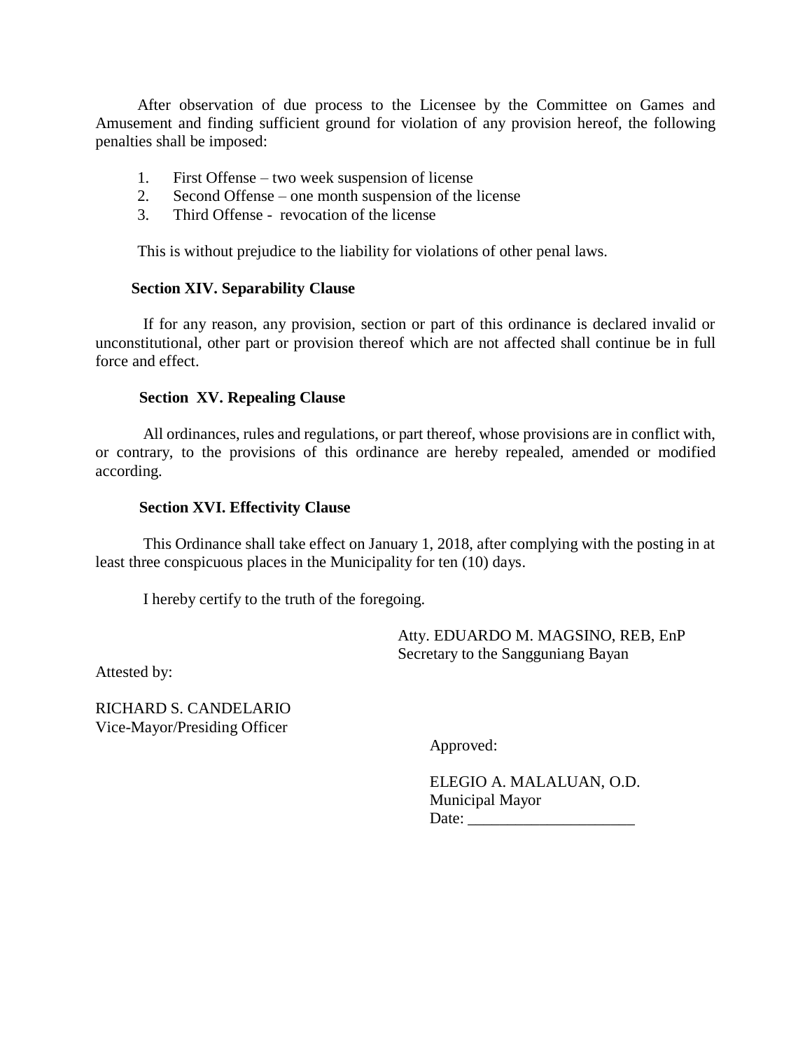After observation of due process to the Licensee by the Committee on Games and Amusement and finding sufficient ground for violation of any provision hereof, the following penalties shall be imposed:

1. First Offense – two week suspension of license
2. Second Offense – one month suspension of the license
3. Third Offense - revocation of the license

This is without prejudice to the liability for violations of other penal laws.

**Section XIV. Separability Clause**

If for any reason, any provision, section or part of this ordinance is declared invalid or unconstitutional, other part or provision thereof which are not affected shall continue be in full force and effect.

**Section XV. Repealing Clause**

All ordinances, rules and regulations, or part thereof, whose provisions are in conflict with, or contrary, to the provisions of this ordinance are hereby repealed, amended or modified according.

**Section XVI. Effectivity Clause**

This Ordinance shall take effect on January 1, 2018, after complying with the posting in at least three conspicuous places in the Municipality for ten (10) days.

I hereby certify to the truth of the foregoing.

Atty. EDUARDO M. MAGSINO, REB, EnP
Secretary to the Sangguniang Bayan

Attested by:

RICHARD S. CANDELARIO
Vice-Mayor/Presiding Officer

Approved:

ELEGIO A. MALALUAN, O.D.
Municipal Mayor
Date: ____________________